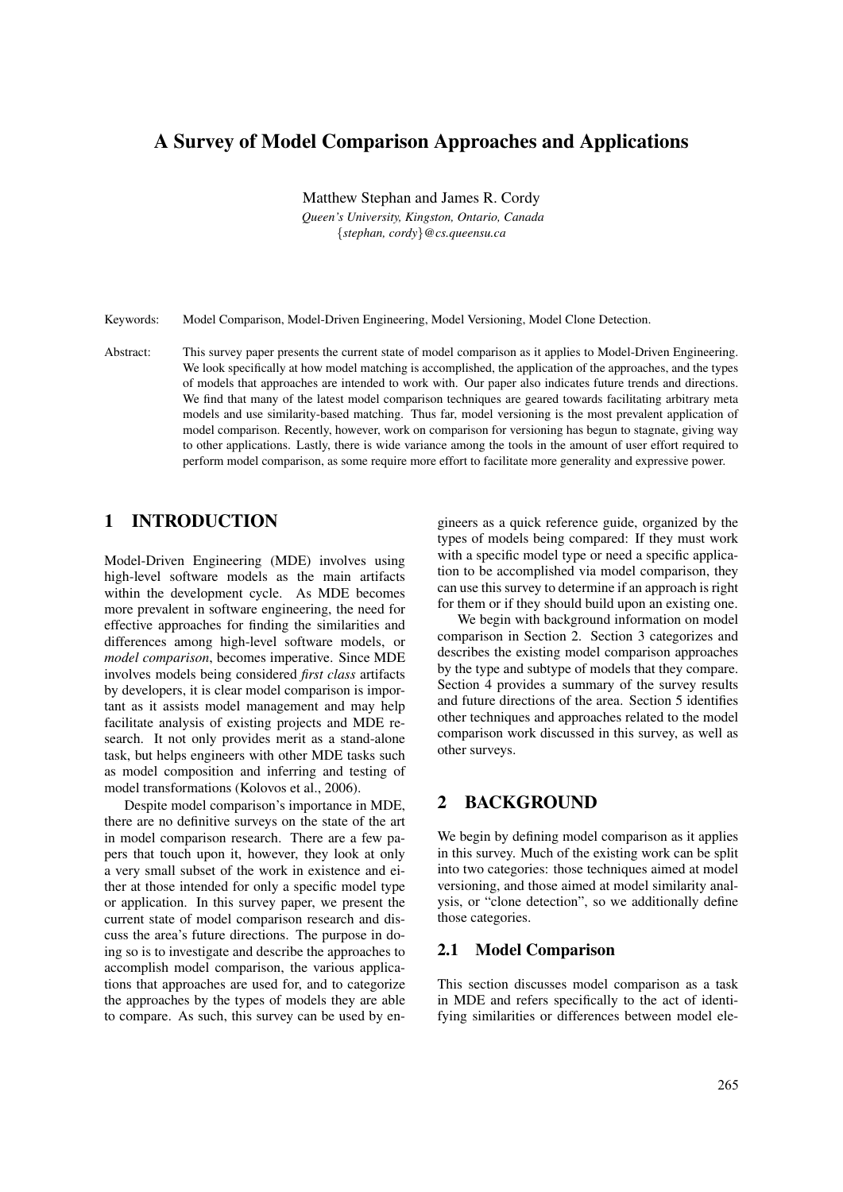# A Survey of Model Comparison Approaches and Applications

Matthew Stephan and James R. Cordy

*Queen's University, Kingston, Ontario, Canada*
*{stephan, cordy}@cs.queensu.ca*

Keywords: Model Comparison, Model-Driven Engineering, Model Versioning, Model Clone Detection.

Abstract: This survey paper presents the current state of model comparison as it applies to Model-Driven Engineering. We look specifically at how model matching is accomplished, the application of the approaches, and the types of models that approaches are intended to work with. Our paper also indicates future trends and directions. We find that many of the latest model comparison techniques are geared towards facilitating arbitrary meta models and use similarity-based matching. Thus far, model versioning is the most prevalent application of model comparison. Recently, however, work on comparison for versioning has begun to stagnate, giving way to other applications. Lastly, there is wide variance among the tools in the amount of user effort required to perform model comparison, as some require more effort to facilitate more generality and expressive power.

## 1 INTRODUCTION

Model-Driven Engineering (MDE) involves using high-level software models as the main artifacts within the development cycle. As MDE becomes more prevalent in software engineering, the need for effective approaches for finding the similarities and differences among high-level software models, or *model comparison*, becomes imperative. Since MDE involves models being considered *first class* artifacts by developers, it is clear model comparison is important as it assists model management and may help facilitate analysis of existing projects and MDE research. It not only provides merit as a stand-alone task, but helps engineers with other MDE tasks such as model composition and inferring and testing of model transformations (Kolovos et al., 2006).

Despite model comparison's importance in MDE, there are no definitive surveys on the state of the art in model comparison research. There are a few papers that touch upon it, however, they look at only a very small subset of the work in existence and either at those intended for only a specific model type or application. In this survey paper, we present the current state of model comparison research and discuss the area's future directions. The purpose in doing so is to investigate and describe the approaches to accomplish model comparison, the various applications that approaches are used for, and to categorize the approaches by the types of models they are able to compare. As such, this survey can be used by engineers as a quick reference guide, organized by the types of models being compared: If they must work with a specific model type or need a specific application to be accomplished via model comparison, they can use this survey to determine if an approach is right for them or if they should build upon an existing one.

We begin with background information on model comparison in Section 2. Section 3 categorizes and describes the existing model comparison approaches by the type and subtype of models that they compare. Section 4 provides a summary of the survey results and future directions of the area. Section 5 identifies other techniques and approaches related to the model comparison work discussed in this survey, as well as other surveys.

## 2 BACKGROUND

We begin by defining model comparison as it applies in this survey. Much of the existing work can be split into two categories: those techniques aimed at model versioning, and those aimed at model similarity analysis, or "clone detection", so we additionally define those categories.

### 2.1 Model Comparison

This section discusses model comparison as a task in MDE and refers specifically to the act of identifying similarities or differences between model ele-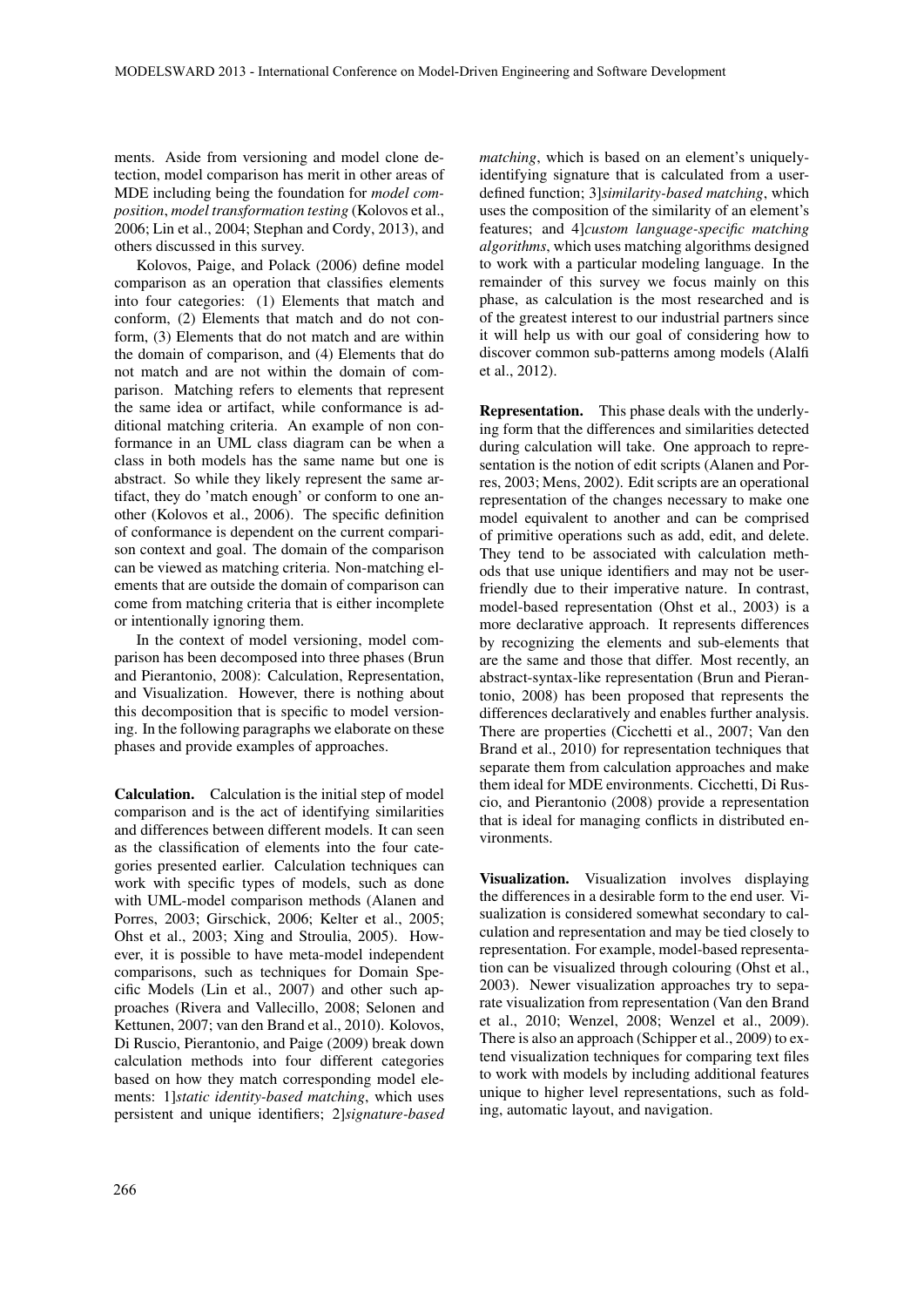ments. Aside from versioning and model clone detection, model comparison has merit in other areas of MDE including being the foundation for *model composition*, *model transformation testing* (Kolovos et al., 2006; Lin et al., 2004; Stephan and Cordy, 2013), and others discussed in this survey.

Kolovos, Paige, and Polack (2006) define model comparison as an operation that classifies elements into four categories: (1) Elements that match and conform, (2) Elements that match and do not conform, (3) Elements that do not match and are within the domain of comparison, and (4) Elements that do not match and are not within the domain of comparison. Matching refers to elements that represent the same idea or artifact, while conformance is additional matching criteria. An example of non conformance in an UML class diagram can be when a class in both models has the same name but one is abstract. So while they likely represent the same artifact, they do 'match enough' or conform to one another (Kolovos et al., 2006). The specific definition of conformance is dependent on the current comparison context and goal. The domain of the comparison can be viewed as matching criteria. Non-matching elements that are outside the domain of comparison can come from matching criteria that is either incomplete or intentionally ignoring them.

In the context of model versioning, model comparison has been decomposed into three phases (Brun and Pierantonio, 2008): Calculation, Representation, and Visualization. However, there is nothing about this decomposition that is specific to model versioning. In the following paragraphs we elaborate on these phases and provide examples of approaches.

**Calculation.** Calculation is the initial step of model comparison and is the act of identifying similarities and differences between different models. It can seen as the classification of elements into the four categories presented earlier. Calculation techniques can work with specific types of models, such as done with UML-model comparison methods (Alanen and Porres, 2003; Girschick, 2006; Kelter et al., 2005; Ohst et al., 2003; Xing and Stroulia, 2005). However, it is possible to have meta-model independent comparisons, such as techniques for Domain Specific Models (Lin et al., 2007) and other such approaches (Rivera and Vallecillo, 2008; Selonen and Kettunen, 2007; van den Brand et al., 2010). Kolovos, Di Ruscio, Pierantonio, and Paige (2009) break down calculation methods into four different categories based on how they match corresponding model elements: 1]*static identity-based matching*, which uses persistent and unique identifiers; 2]*signature-based matching*, which is based on an element's uniquely-identifying signature that is calculated from a user-defined function; 3]*similarity-based matching*, which uses the composition of the similarity of an element's features; and 4]*custom language-specific matching algorithms*, which uses matching algorithms designed to work with a particular modeling language. In the remainder of this survey we focus mainly on this phase, as calculation is the most researched and is of the greatest interest to our industrial partners since it will help us with our goal of considering how to discover common sub-patterns among models (Alalfi et al., 2012).

**Representation.** This phase deals with the underlying form that the differences and similarities detected during calculation will take. One approach to representation is the notion of edit scripts (Alanen and Porres, 2003; Mens, 2002). Edit scripts are an operational representation of the changes necessary to make one model equivalent to another and can be comprised of primitive operations such as add, edit, and delete. They tend to be associated with calculation methods that use unique identifiers and may not be user-friendly due to their imperative nature. In contrast, model-based representation (Ohst et al., 2003) is a more declarative approach. It represents differences by recognizing the elements and sub-elements that are the same and those that differ. Most recently, an abstract-syntax-like representation (Brun and Pierantonio, 2008) has been proposed that represents the differences declaratively and enables further analysis. There are properties (Cicchetti et al., 2007; Van den Brand et al., 2010) for representation techniques that separate them from calculation approaches and make them ideal for MDE environments. Cicchetti, Di Ruscio, and Pierantonio (2008) provide a representation that is ideal for managing conflicts in distributed environments.

**Visualization.** Visualization involves displaying the differences in a desirable form to the end user. Visualization is considered somewhat secondary to calculation and representation and may be tied closely to representation. For example, model-based representation can be visualized through colouring (Ohst et al., 2003). Newer visualization approaches try to separate visualization from representation (Van den Brand et al., 2010; Wenzel, 2008; Wenzel et al., 2009). There is also an approach (Schipper et al., 2009) to extend visualization techniques for comparing text files to work with models by including additional features unique to higher level representations, such as folding, automatic layout, and navigation.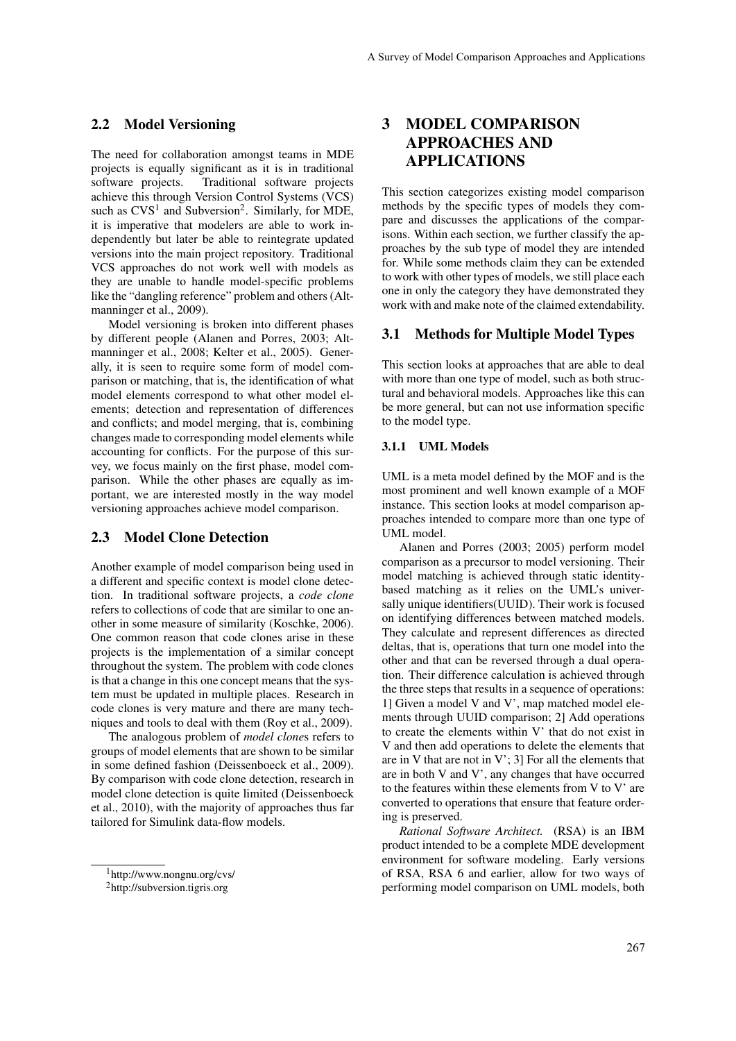## 2.2 Model Versioning

The need for collaboration amongst teams in MDE projects is equally significant as it is in traditional software projects. Traditional software projects achieve this through Version Control Systems (VCS) such as CVS[1] and Subversion[2]. Similarly, for MDE, it is imperative that modelers are able to work independently but later be able to reintegrate updated versions into the main project repository. Traditional VCS approaches do not work well with models as they are unable to handle model-specific problems like the "dangling reference" problem and others (Altmanninger et al., 2009).

Model versioning is broken into different phases by different people (Alanen and Porres, 2003; Altmanninger et al., 2008; Kelter et al., 2005). Generally, it is seen to require some form of model comparison or matching, that is, the identification of what model elements correspond to what other model elements; detection and representation of differences and conflicts; and model merging, that is, combining changes made to corresponding model elements while accounting for conflicts. For the purpose of this survey, we focus mainly on the first phase, model comparison. While the other phases are equally as important, we are interested mostly in the way model versioning approaches achieve model comparison.

## 2.3 Model Clone Detection

Another example of model comparison being used in a different and specific context is model clone detection. In traditional software projects, a *code clone* refers to collections of code that are similar to one another in some measure of similarity (Koschke, 2006). One common reason that code clones arise in these projects is the implementation of a similar concept throughout the system. The problem with code clones is that a change in this one concept means that the system must be updated in multiple places. Research in code clones is very mature and there are many techniques and tools to deal with them (Roy et al., 2009).

The analogous problem of *model clone*s refers to groups of model elements that are shown to be similar in some defined fashion (Deissenboeck et al., 2009). By comparison with code clone detection, research in model clone detection is quite limited (Deissenboeck et al., 2010), with the majority of approaches thus far tailored for Simulink data-flow models.

[1] http://www.nongnu.org/cvs/

[2] http://subversion.tigris.org

# 3 MODEL COMPARISON APPROACHES AND APPLICATIONS

This section categorizes existing model comparison methods by the specific types of models they compare and discusses the applications of the comparisons. Within each section, we further classify the approaches by the sub type of model they are intended for. While some methods claim they can be extended to work with other types of models, we still place each one in only the category they have demonstrated they work with and make note of the claimed extendability.

## 3.1 Methods for Multiple Model Types

This section looks at approaches that are able to deal with more than one type of model, such as both structural and behavioral models. Approaches like this can be more general, but can not use information specific to the model type.

### 3.1.1 UML Models

UML is a meta model defined by the MOF and is the most prominent and well known example of a MOF instance. This section looks at model comparison approaches intended to compare more than one type of UML model.

Alanen and Porres (2003; 2005) perform model comparison as a precursor to model versioning. Their model matching is achieved through static identity-based matching as it relies on the UML's universally unique identifiers(UUID). Their work is focused on identifying differences between matched models. They calculate and represent differences as directed deltas, that is, operations that turn one model into the other and that can be reversed through a dual operation. Their difference calculation is achieved through the three steps that results in a sequence of operations: 1] Given a model V and V', map matched model elements through UUID comparison; 2] Add operations to create the elements within V' that do not exist in V and then add operations to delete the elements that are in V that are not in V'; 3] For all the elements that are in both V and V', any changes that have occurred to the features within these elements from V to V' are converted to operations that ensure that feature ordering is preserved.

*Rational Software Architect.* (RSA) is an IBM product intended to be a complete MDE development environment for software modeling. Early versions of RSA, RSA 6 and earlier, allow for two ways of performing model comparison on UML models, both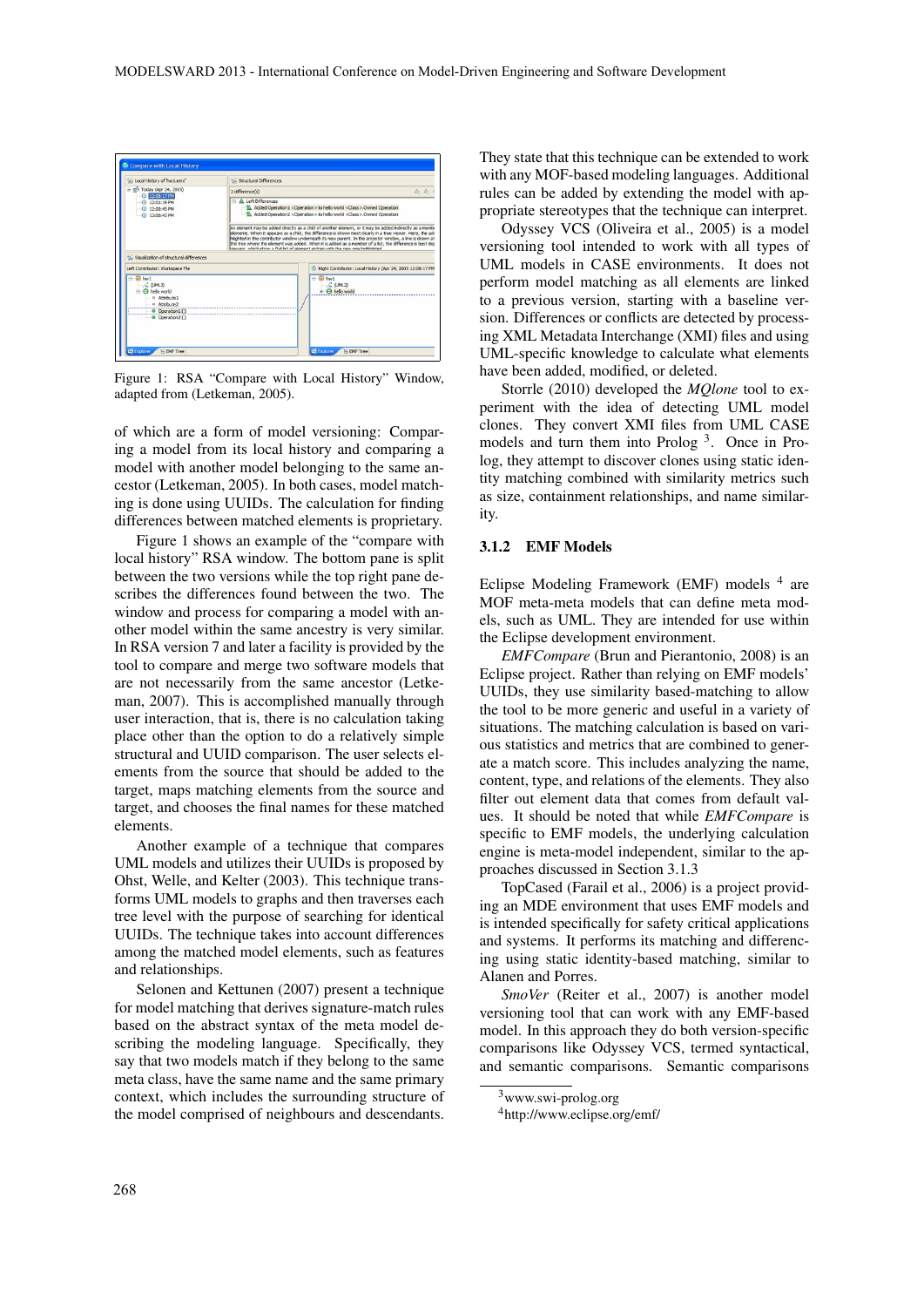Figure 1: RSA "Compare with Local History" Window, adapted from (Letkeman, 2005).

of which are a form of model versioning: Comparing a model from its local history and comparing a model with another model belonging to the same ancestor (Letkeman, 2005). In both cases, model matching is done using UUIDs. The calculation for finding differences between matched elements is proprietary.

Figure 1 shows an example of the "compare with local history" RSA window. The bottom pane is split between the two versions while the top right pane describes the differences found between the two. The window and process for comparing a model with another model within the same ancestry is very similar. In RSA version 7 and later a facility is provided by the tool to compare and merge two software models that are not necessarily from the same ancestor (Letkeman, 2007). This is accomplished manually through user interaction, that is, there is no calculation taking place other than the option to do a relatively simple structural and UUID comparison. The user selects elements from the source that should be added to the target, maps matching elements from the source and target, and chooses the final names for these matched elements.

Another example of a technique that compares UML models and utilizes their UUIDs is proposed by Ohst, Welle, and Kelter (2003). This technique transforms UML models to graphs and then traverses each tree level with the purpose of searching for identical UUIDs. The technique takes into account differences among the matched model elements, such as features and relationships.

Selonen and Kettunen (2007) present a technique for model matching that derives signature-match rules based on the abstract syntax of the meta model describing the modeling language. Specifically, they say that two models match if they belong to the same meta class, have the same name and the same primary context, which includes the surrounding structure of the model comprised of neighbours and descendants. They state that this technique can be extended to work with any MOF-based modeling languages. Additional rules can be added by extending the model with appropriate stereotypes that the technique can interpret.

Odyssey VCS (Oliveira et al., 2005) is a model versioning tool intended to work with all types of UML models in CASE environments. It does not perform model matching as all elements are linked to a previous version, starting with a baseline version. Differences or conflicts are detected by processing XML Metadata Interchange (XMI) files and using UML-specific knowledge to calculate what elements have been added, modified, or deleted.

Storrle (2010) developed the *MQlone* tool to experiment with the idea of detecting UML model clones. They convert XMI files from UML CASE models and turn them into Prolog [3]. Once in Prolog, they attempt to discover clones using static identity matching combined with similarity metrics such as size, containment relationships, and name similarity.

### 3.1.2 EMF Models

Eclipse Modeling Framework (EMF) models [4] are MOF meta-meta models that can define meta models, such as UML. They are intended for use within the Eclipse development environment.

*EMFCompare* (Brun and Pierantonio, 2008) is an Eclipse project. Rather than relying on EMF models' UUIDs, they use similarity based-matching to allow the tool to be more generic and useful in a variety of situations. The matching calculation is based on various statistics and metrics that are combined to generate a match score. This includes analyzing the name, content, type, and relations of the elements. They also filter out element data that comes from default values. It should be noted that while *EMFCompare* is specific to EMF models, the underlying calculation engine is meta-model independent, similar to the approaches discussed in Section 3.1.3

TopCased (Farail et al., 2006) is a project providing an MDE environment that uses EMF models and is intended specifically for safety critical applications and systems. It performs its matching and differencing using static identity-based matching, similar to Alanen and Porres.

*SmoVer* (Reiter et al., 2007) is another model versioning tool that can work with any EMF-based model. In this approach they do both version-specific comparisons like Odyssey VCS, termed syntactical, and semantic comparisons. Semantic comparisons

[3] www.swi-prolog.org
[4] http://www.eclipse.org/emf/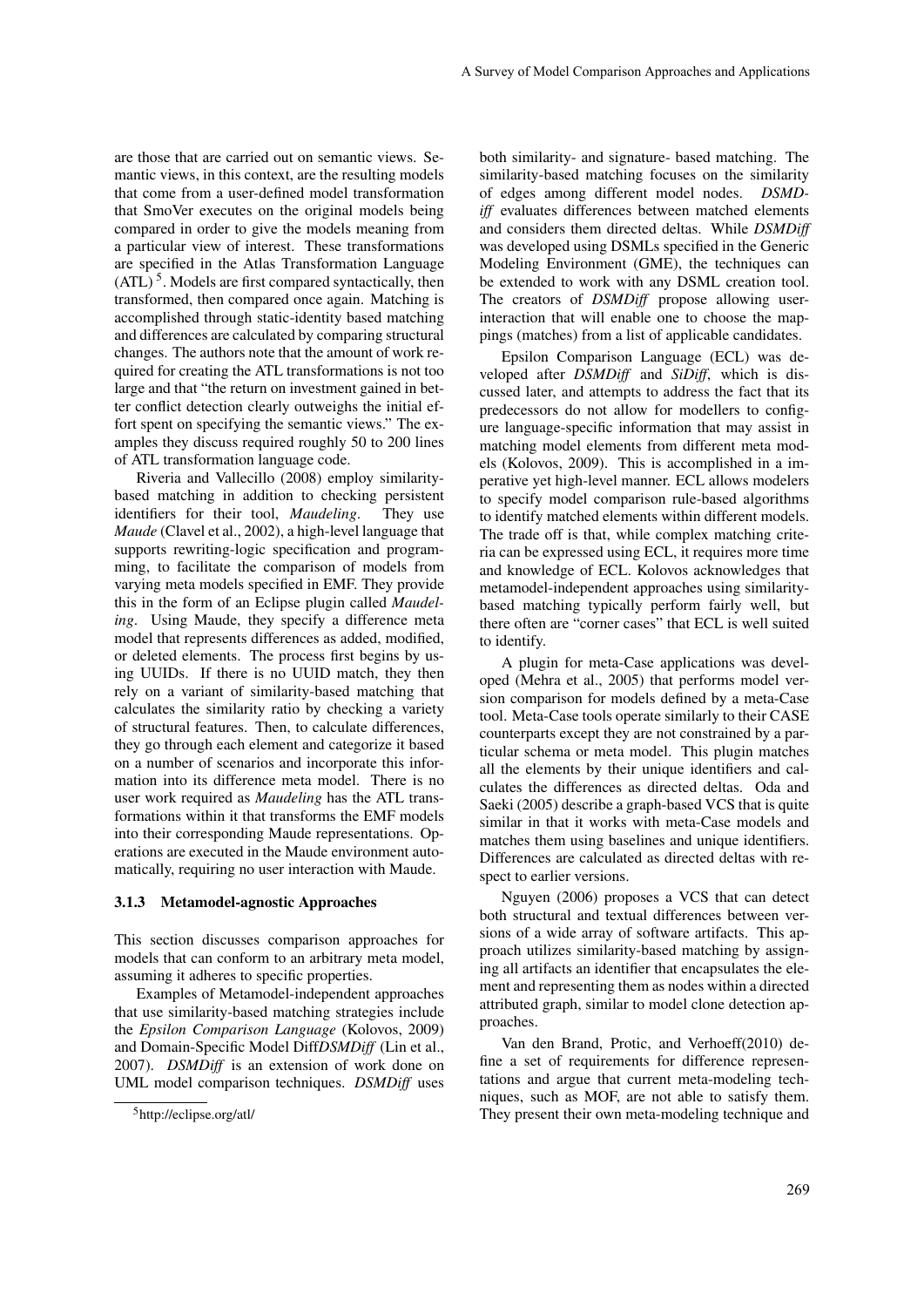are those that are carried out on semantic views. Semantic views, in this context, are the resulting models that come from a user-defined model transformation that SmoVer executes on the original models being compared in order to give the models meaning from a particular view of interest. These transformations are specified in the Atlas Transformation Language (ATL) [5]. Models are first compared syntactically, then transformed, then compared once again. Matching is accomplished through static-identity based matching and differences are calculated by comparing structural changes. The authors note that the amount of work required for creating the ATL transformations is not too large and that "the return on investment gained in better conflict detection clearly outweighs the initial effort spent on specifying the semantic views." The examples they discuss required roughly 50 to 200 lines of ATL transformation language code.

Riveria and Vallecillo (2008) employ similarity-based matching in addition to checking persistent identifiers for their tool, *Maudeling*. They use *Maude* (Clavel et al., 2002), a high-level language that supports rewriting-logic specification and programming, to facilitate the comparison of models from varying meta models specified in EMF. They provide this in the form of an Eclipse plugin called *Maudeling*. Using Maude, they specify a difference meta model that represents differences as added, modified, or deleted elements. The process first begins by using UUIDs. If there is no UUID match, they then rely on a variant of similarity-based matching that calculates the similarity ratio by checking a variety of structural features. Then, to calculate differences, they go through each element and categorize it based on a number of scenarios and incorporate this information into its difference meta model. There is no user work required as *Maudeling* has the ATL transformations within it that transforms the EMF models into their corresponding Maude representations. Operations are executed in the Maude environment automatically, requiring no user interaction with Maude.

### 3.1.3 Metamodel-agnostic Approaches

This section discusses comparison approaches for models that can conform to an arbitrary meta model, assuming it adheres to specific properties.

Examples of Metamodel-independent approaches that use similarity-based matching strategies include the *Epsilon Comparison Language* (Kolovos, 2009) and Domain-Specific Model Diff*DSMDiff* (Lin et al., 2007). *DSMDiff* is an extension of work done on UML model comparison techniques. *DSMDiff* uses both similarity- and signature- based matching. The similarity-based matching focuses on the similarity of edges among different model nodes. *DSMDiff* evaluates differences between matched elements and considers them directed deltas. While *DSMDiff* was developed using DSMLs specified in the Generic Modeling Environment (GME), the techniques can be extended to work with any DSML creation tool. The creators of *DSMDiff* propose allowing user-interaction that will enable one to choose the mappings (matches) from a list of applicable candidates.

Epsilon Comparison Language (ECL) was developed after *DSMDiff* and *SiDiff*, which is discussed later, and attempts to address the fact that its predecessors do not allow for modellers to configure language-specific information that may assist in matching model elements from different meta models (Kolovos, 2009). This is accomplished in a imperative yet high-level manner. ECL allows modelers to specify model comparison rule-based algorithms to identify matched elements within different models. The trade off is that, while complex matching criteria can be expressed using ECL, it requires more time and knowledge of ECL. Kolovos acknowledges that metamodel-independent approaches using similarity-based matching typically perform fairly well, but there often are "corner cases" that ECL is well suited to identify.

A plugin for meta-Case applications was developed (Mehra et al., 2005) that performs model version comparison for models defined by a meta-Case tool. Meta-Case tools operate similarly to their CASE counterparts except they are not constrained by a particular schema or meta model. This plugin matches all the elements by their unique identifiers and calculates the differences as directed deltas. Oda and Saeki (2005) describe a graph-based VCS that is quite similar in that it works with meta-Case models and matches them using baselines and unique identifiers. Differences are calculated as directed deltas with respect to earlier versions.

Nguyen (2006) proposes a VCS that can detect both structural and textual differences between versions of a wide array of software artifacts. This approach utilizes similarity-based matching by assigning all artifacts an identifier that encapsulates the element and representing them as nodes within a directed attributed graph, similar to model clone detection approaches.

Van den Brand, Protic, and Verhoeff(2010) define a set of requirements for difference representations and argue that current meta-modeling techniques, such as MOF, are not able to satisfy them. They present their own meta-modeling technique and

[5] http://eclipse.org/atl/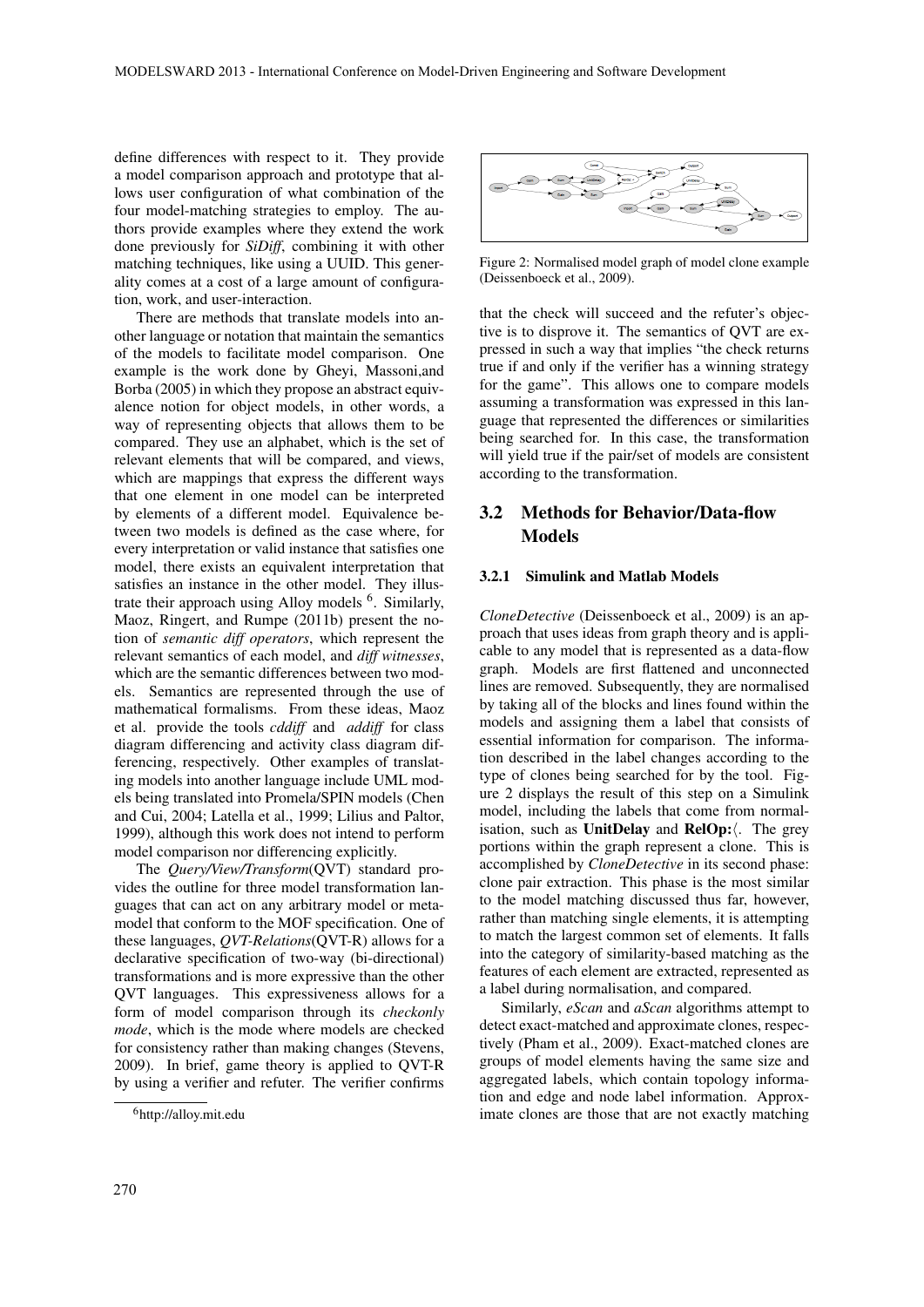define differences with respect to it. They provide a model comparison approach and prototype that allows user configuration of what combination of the four model-matching strategies to employ. The authors provide examples where they extend the work done previously for *SiDiff*, combining it with other matching techniques, like using a UUID. This generality comes at a cost of a large amount of configuration, work, and user-interaction.

There are methods that translate models into another language or notation that maintain the semantics of the models to facilitate model comparison. One example is the work done by Gheyi, Massoni,and Borba (2005) in which they propose an abstract equivalence notion for object models, in other words, a way of representing objects that allows them to be compared. They use an alphabet, which is the set of relevant elements that will be compared, and views, which are mappings that express the different ways that one element in one model can be interpreted by elements of a different model. Equivalence between two models is defined as the case where, for every interpretation or valid instance that satisfies one model, there exists an equivalent interpretation that satisfies an instance in the other model. They illustrate their approach using Alloy models [6]. Similarly, Maoz, Ringert, and Rumpe (2011b) present the notion of *semantic diff operators*, which represent the relevant semantics of each model, and *diff witnesses*, which are the semantic differences between two models. Semantics are represented through the use of mathematical formalisms. From these ideas, Maoz et al. provide the tools *cddiff* and *addiff* for class diagram differencing and activity class diagram differencing, respectively. Other examples of translating models into another language include UML models being translated into Promela/SPIN models (Chen and Cui, 2004; Latella et al., 1999; Lilius and Paltor, 1999), although this work does not intend to perform model comparison nor differencing explicitly.

The *Query/View/Transform*(QVT) standard provides the outline for three model transformation languages that can act on any arbitrary model or metamodel that conform to the MOF specification. One of these languages, *QVT-Relations*(QVT-R) allows for a declarative specification of two-way (bi-directional) transformations and is more expressive than the other QVT languages. This expressiveness allows for a form of model comparison through its *checkonly mode*, which is the mode where models are checked for consistency rather than making changes (Stevens, 2009). In brief, game theory is applied to QVT-R by using a verifier and refuter. The verifier confirms that the check will succeed and the refuter's objective is to disprove it. The semantics of QVT are expressed in such a way that implies "the check returns true if and only if the verifier has a winning strategy for the game". This allows one to compare models assuming a transformation was expressed in this language that represented the differences or similarities being searched for. In this case, the transformation will yield true if the pair/set of models are consistent according to the transformation.

[6] http://alloy.mit.edu

Figure 2: Normalised model graph of model clone example (Deissenboeck et al., 2009).

## 3.2 Methods for Behavior/Data-flow Models

### 3.2.1 Simulink and Matlab Models

*CloneDetective* (Deissenboeck et al., 2009) is an approach that uses ideas from graph theory and is applicable to any model that is represented as a data-flow graph. Models are first flattened and unconnected lines are removed. Subsequently, they are normalised by taking all of the blocks and lines found within the models and assigning them a label that consists of essential information for comparison. The information described in the label changes according to the type of clones being searched for by the tool. Figure 2 displays the result of this step on a Simulink model, including the labels that come from normalisation, such as **UnitDelay** and **RelOp:**⟨. The grey portions within the graph represent a clone. This is accomplished by *CloneDetective* in its second phase: clone pair extraction. This phase is the most similar to the model matching discussed thus far, however, rather than matching single elements, it is attempting to match the largest common set of elements. It falls into the category of similarity-based matching as the features of each element are extracted, represented as a label during normalisation, and compared.

Similarly, *eScan* and *aScan* algorithms attempt to detect exact-matched and approximate clones, respectively (Pham et al., 2009). Exact-matched clones are groups of model elements having the same size and aggregated labels, which contain topology information and edge and node label information. Approximate clones are those that are not exactly matching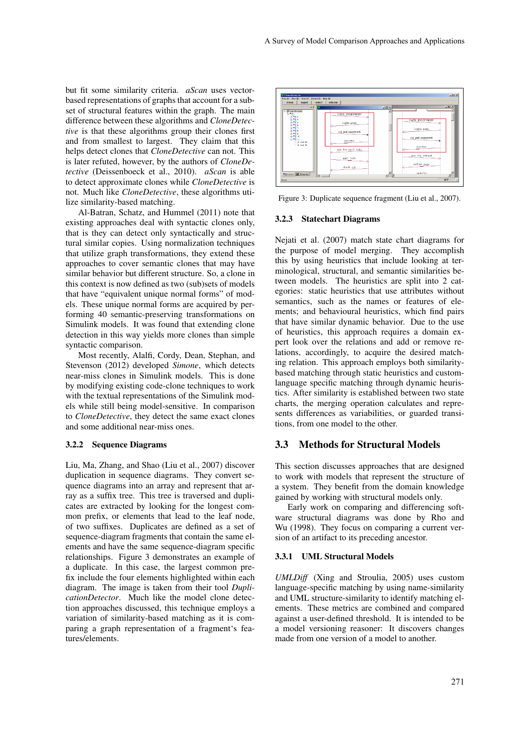but fit some similarity criteria. *aScan* uses vector-based representations of graphs that account for a subset of structural features within the graph. The main difference between these algorithms and *CloneDetective* is that these algorithms group their clones first and from smallest to largest. They claim that this helps detect clones that *CloneDetective* can not. This is later refuted, however, by the authors of *CloneDetective* (Deissenboeck et al., 2010). *aScan* is able to detect approximate clones while *CloneDetective* is not. Much like *CloneDetective*, these algorithms utilize similarity-based matching.

Al-Batran, Schatz, and Hummel (2011) note that existing approaches deal with syntactic clones only, that is they can detect only syntactically and structural similar copies. Using normalization techniques that utilize graph transformations, they extend these approaches to cover semantic clones that may have similar behavior but different structure. So, a clone in this context is now defined as two (sub)sets of models that have "equivalent unique normal forms" of models. These unique normal forms are acquired by performing 40 semantic-preserving transformations on Simulink models. It was found that extending clone detection in this way yields more clones than simple syntactic comparison.

Most recently, Alalfi, Cordy, Dean, Stephan, and Stevenson (2012) developed *Simone*, which detects near-miss clones in Simulink models. This is done by modifying existing code-clone techniques to work with the textual representations of the Simulink models while still being model-sensitive. In comparison to *CloneDetective*, they detect the same exact clones and some additional near-miss ones.

### 3.2.2 Sequence Diagrams

Liu, Ma, Zhang, and Shao (Liu et al., 2007) discover duplication in sequence diagrams. They convert sequence diagrams into an array and represent that array as a suffix tree. This tree is traversed and duplicates are extracted by looking for the longest common prefix, or elements that lead to the leaf node, of two suffixes. Duplicates are defined as a set of sequence-diagram fragments that contain the same elements and have the same sequence-diagram specific relationships. Figure 3 demonstrates an example of a duplicate. In this case, the largest common prefix include the four elements highlighted within each diagram. The image is taken from their tool *DuplicationDetector*. Much like the model clone detection approaches discussed, this technique employs a variation of similarity-based matching as it is comparing a graph representation of a fragment's features/elements.

Figure 3: Duplicate sequence fragment (Liu et al., 2007).

### 3.2.3 Statechart Diagrams

Nejati et al. (2007) match state chart diagrams for the purpose of model merging. They accomplish this by using heuristics that include looking at terminological, structural, and semantic similarities between models. The heuristics are split into 2 categories: static heuristics that use attributes without semantics, such as the names or features of elements; and behavioural heuristics, which find pairs that have similar dynamic behavior. Due to the use of heuristics, this approach requires a domain expert look over the relations and add or remove relations, accordingly, to acquire the desired matching relation. This approach employs both similarity-based matching through static heuristics and custom-language specific matching through dynamic heuristics. After similarity is established between two state charts, the merging operation calculates and represents differences as variabilities, or guarded transitions, from one model to the other.

## 3.3 Methods for Structural Models

This section discusses approaches that are designed to work with models that represent the structure of a system. They benefit from the domain knowledge gained by working with structural models only.

Early work on comparing and differencing software structural diagrams was done by Rho and Wu (1998). They focus on comparing a current version of an artifact to its preceding ancestor.

### 3.3.1 UML Structural Models

*UMLDiff* (Xing and Stroulia, 2005) uses custom language-specific matching by using name-similarity and UML structure-similarity to identify matching elements. These metrics are combined and compared against a user-defined threshold. It is intended to be a model versioning reasoner: It discovers changes made from one version of a model to another.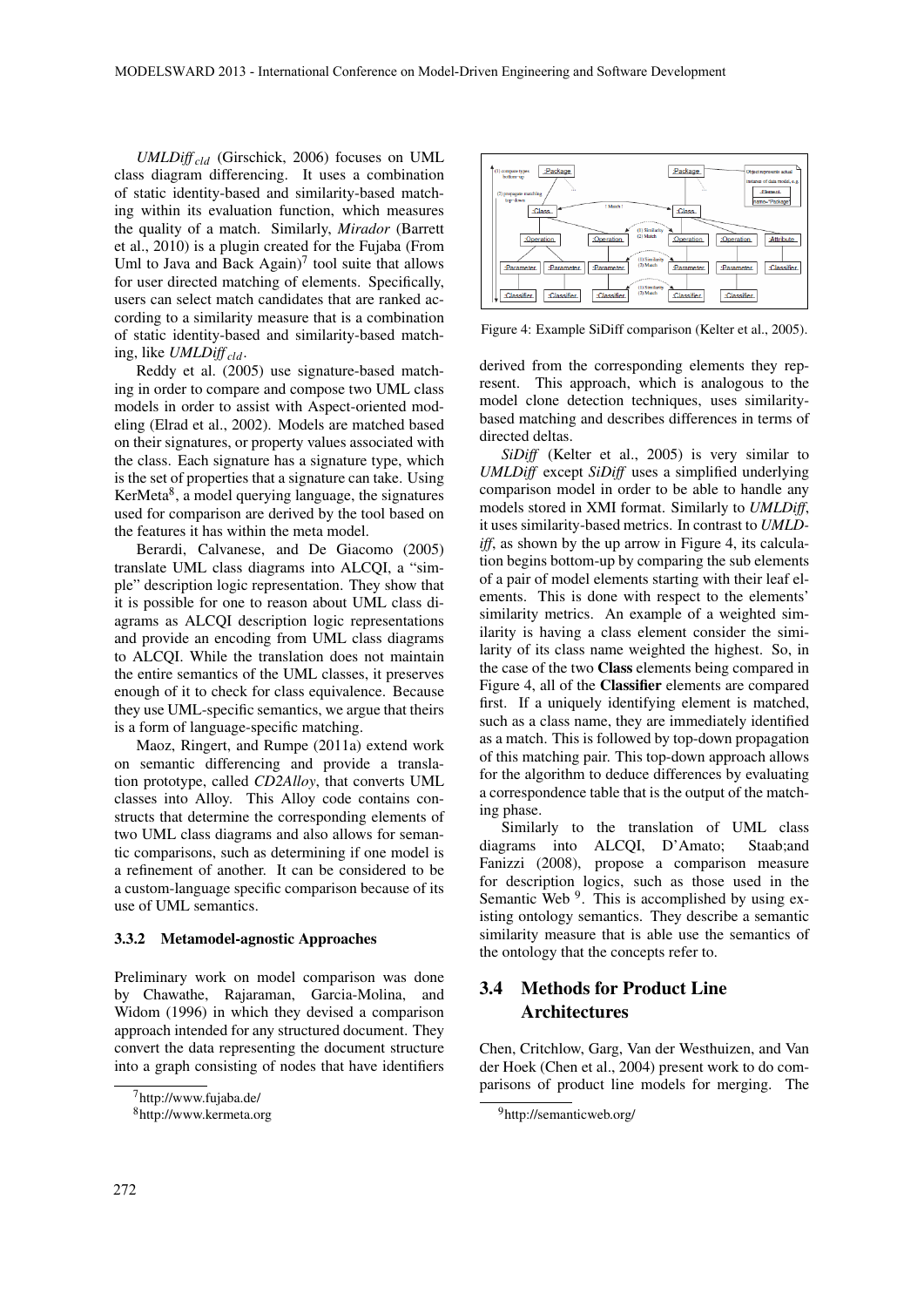*UMLDiff*$_{cld}$ (Girschick, 2006) focuses on UML class diagram differencing. It uses a combination of static identity-based and similarity-based matching within its evaluation function, which measures the quality of a match. Similarly, *Mirador* (Barrett et al., 2010) is a plugin created for the Fujaba (From Uml to Java and Back Again)[7] tool suite that allows for user directed matching of elements. Specifically, users can select match candidates that are ranked according to a similarity measure that is a combination of static identity-based and similarity-based matching, like *UMLDiff*$_{cld}$.

Reddy et al. (2005) use signature-based matching in order to compare and compose two UML class models in order to assist with Aspect-oriented modeling (Elrad et al., 2002). Models are matched based on their signatures, or property values associated with the class. Each signature has a signature type, which is the set of properties that a signature can take. Using KerMeta[8], a model querying language, the signatures used for comparison are derived by the tool based on the features it has within the meta model.

Berardi, Calvanese, and De Giacomo (2005) translate UML class diagrams into ALCQI, a "simple" description logic representation. They show that it is possible for one to reason about UML class diagrams as ALCQI description logic representations and provide an encoding from UML class diagrams to ALCQI. While the translation does not maintain the entire semantics of the UML classes, it preserves enough of it to check for class equivalence. Because they use UML-specific semantics, we argue that theirs is a form of language-specific matching.

Maoz, Ringert, and Rumpe (2011a) extend work on semantic differencing and provide a translation prototype, called *CD2Alloy*, that converts UML classes into Alloy. This Alloy code contains constructs that determine the corresponding elements of two UML class diagrams and also allows for semantic comparisons, such as determining if one model is a refinement of another. It can be considered to be a custom-language specific comparison because of its use of UML semantics.

#### 3.3.2 Metamodel-agnostic Approaches

Preliminary work on model comparison was done by Chawathe, Rajaraman, Garcia-Molina, and Widom (1996) in which they devised a comparison approach intended for any structured document. They convert the data representing the document structure into a graph consisting of nodes that have identifiers derived from the corresponding elements they represent. This approach, which is analogous to the model clone detection techniques, uses similarity-based matching and describes differences in terms of directed deltas.

Figure 4: Example SiDiff comparison (Kelter et al., 2005).

*SiDiff* (Kelter et al., 2005) is very similar to *UMLDiff* except *SiDiff* uses a simplified underlying comparison model in order to be able to handle any models stored in XMI format. Similarly to *UMLDiff*, it uses similarity-based metrics. In contrast to *UMLDiff*, as shown by the up arrow in Figure 4, its calculation begins bottom-up by comparing the sub elements of a pair of model elements starting with their leaf elements. This is done with respect to the elements' similarity metrics. An example of a weighted similarity is having a class element consider the similarity of its class name weighted the highest. So, in the case of the two **Class** elements being compared in Figure 4, all of the **Classifier** elements are compared first. If a uniquely identifying element is matched, such as a class name, they are immediately identified as a match. This is followed by top-down propagation of this matching pair. This top-down approach allows for the algorithm to deduce differences by evaluating a correspondence table that is the output of the matching phase.

Similarly to the translation of UML class diagrams into ALCQI, D'Amato; Staab;and Fanizzi (2008), propose a comparison measure for description logics, such as those used in the Semantic Web [9]. This is accomplished by using existing ontology semantics. They describe a semantic similarity measure that is able use the semantics of the ontology that the concepts refer to.

## 3.4 Methods for Product Line Architectures

Chen, Critchlow, Garg, Van der Westhuizen, and Van der Hoek (Chen et al., 2004) present work to do comparisons of product line models for merging. The

[7] http://www.fujaba.de/

[8] http://www.kermeta.org

[9] http://semanticweb.org/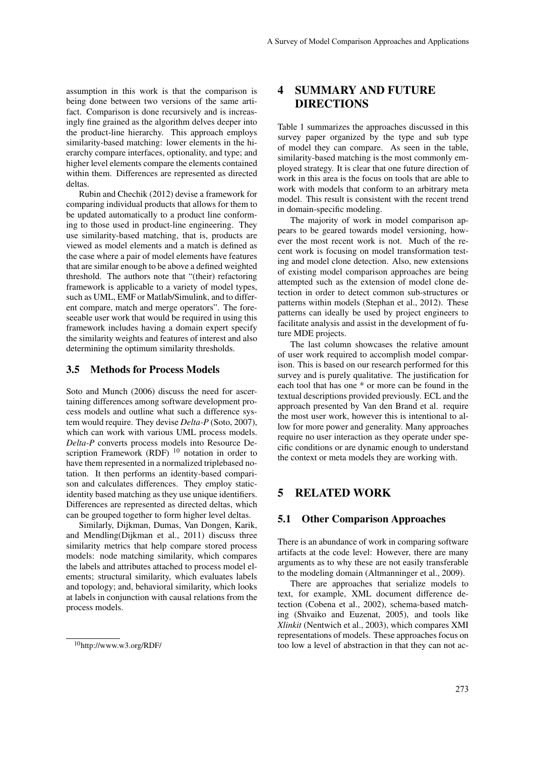assumption in this work is that the comparison is being done between two versions of the same artifact. Comparison is done recursively and is increasingly fine grained as the algorithm delves deeper into the product-line hierarchy. This approach employs similarity-based matching: lower elements in the hierarchy compare interfaces, optionality, and type; and higher level elements compare the elements contained within them. Differences are represented as directed deltas.

Rubin and Chechik (2012) devise a framework for comparing individual products that allows for them to be updated automatically to a product line conforming to those used in product-line engineering. They use similarity-based matching, that is, products are viewed as model elements and a match is defined as the case where a pair of model elements have features that are similar enough to be above a defined weighted threshold. The authors note that "(their) refactoring framework is applicable to a variety of model types, such as UML, EMF or Matlab/Simulink, and to different compare, match and merge operators". The foreseeable user work that would be required in using this framework includes having a domain expert specify the similarity weights and features of interest and also determining the optimum similarity thresholds.

### 3.5 Methods for Process Models

Soto and Munch (2006) discuss the need for ascertaining differences among software development process models and outline what such a difference system would require. They devise *Delta-P* (Soto, 2007), which can work with various UML process models. *Delta-P* converts process models into Resource Description Framework (RDF) [10] notation in order to have them represented in a normalized triplebased notation. It then performs an identity-based comparison and calculates differences. They employ static-identity based matching as they use unique identifiers. Differences are represented as directed deltas, which can be grouped together to form higher level deltas.

Similarly, Dijkman, Dumas, Van Dongen, Karik, and Mendling(Dijkman et al., 2011) discuss three similarity metrics that help compare stored process models: node matching similarity, which compares the labels and attributes attached to process model elements; structural similarity, which evaluates labels and topology; and, behavioral similarity, which looks at labels in conjunction with causal relations from the process models.

[10] http://www.w3.org/RDF/

## 4 SUMMARY AND FUTURE DIRECTIONS

Table 1 summarizes the approaches discussed in this survey paper organized by the type and sub type of model they can compare. As seen in the table, similarity-based matching is the most commonly employed strategy. It is clear that one future direction of work in this area is the focus on tools that are able to work with models that conform to an arbitrary meta model. This result is consistent with the recent trend in domain-specific modeling.

The majority of work in model comparison appears to be geared towards model versioning, however the most recent work is not. Much of the recent work is focusing on model transformation testing and model clone detection. Also, new extensions of existing model comparison approaches are being attempted such as the extension of model clone detection in order to detect common sub-structures or patterns within models (Stephan et al., 2012). These patterns can ideally be used by project engineers to facilitate analysis and assist in the development of future MDE projects.

The last column showcases the relative amount of user work required to accomplish model comparison. This is based on our research performed for this survey and is purely qualitative. The justification for each tool that has one * or more can be found in the textual descriptions provided previously. ECL and the approach presented by Van den Brand et al. require the most user work, however this is intentional to allow for more power and generality. Many approaches require no user interaction as they operate under specific conditions or are dynamic enough to understand the context or meta models they are working with.

## 5 RELATED WORK

### 5.1 Other Comparison Approaches

There is an abundance of work in comparing software artifacts at the code level: However, there are many arguments as to why these are not easily transferable to the modeling domain (Altmanninger et al., 2009).

There are approaches that serialize models to text, for example, XML document difference detection (Cobena et al., 2002), schema-based matching (Shvaiko and Euzenat, 2005), and tools like *Xlinkit* (Nentwich et al., 2003), which compares XMI representations of models. These approaches focus on too low a level of abstraction in that they can not ac-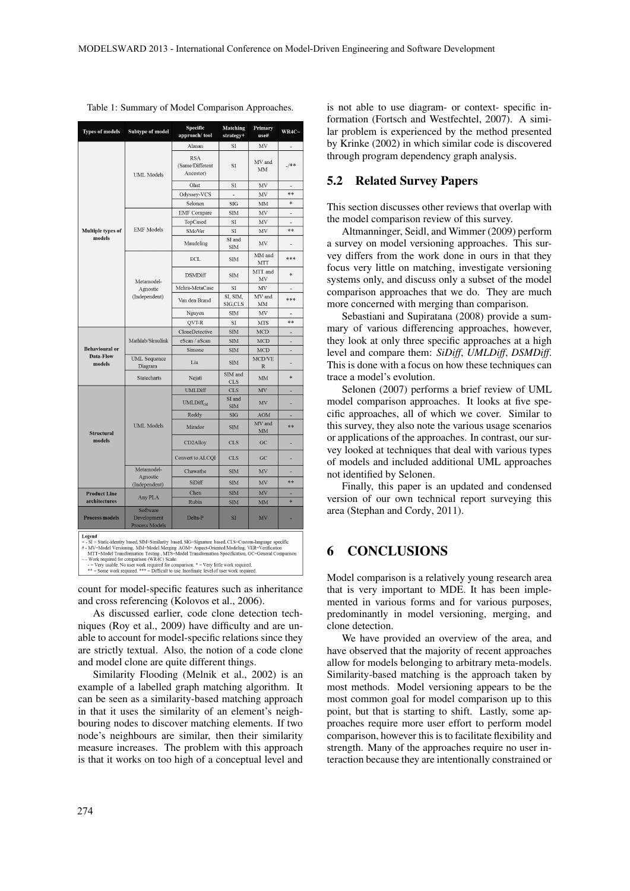Table 1: Summary of Model Comparison Approaches.

| Types of models | Subtype of model | Specific approach/ tool | Matching strategy+ | Primary use# | WR4C~ |
|---|---|---|---|---|---|
| Multiple types of models | UML Models | Alanan | SI | MV | - |
| | | RSA (Same/Different Ancestor) | SI | MV and MM | -/** |
| | | Ohst | SI | MV | - |
| | | Odyssey-VCS | - | MV | ** |
| | | Selonen | SIG | MM | * |
| | EMF Models | EMF Compare | SIM | MV | - |
| | | TopCased | SI | MV | - |
| | | SMoVer | SI | MV | ** |
| | | Maudeling | SI and SIM | MV | - |
| | Metamodel-Agnostic (Independent) | ECL | SIM | MM and MTT | *** |
| | | DSMDiff | SIM | MTT and MV | * |
| | | Mehra-MetaCase | SI | MV | - |
| | | Van den Brand | SI, SIM, SIG,CLS | MV and MM | *** |
| | | Nguyen | SIM | MV | - |
| | | QVT-R | SI | MTS | ** |
| Behavioural or Data-Flow models | Mathlab/Simulink | CloneDetective | SIM | MCD | - |
| | | eScan / aScan | SIM | MCD | - |
| | | Simone | SIM | MCD | - |
| | UML Sequence Diagram | Liu | SIM | MCD/VER | - |
| | Statecharts | Nejati | SIM and CLS | MM | * |
| Structural models | UML Models | UMLDiff | CLS | MV | - |
| | | $UMLDiff_{cld}$ | SI and SIM | MV | - |
| | | Reddy | SIG | AOM | - |
| | | Mirador | SIM | MV and MM | ** |
| | | CD2Alloy | CLS | GC | - |
| | | Convert to ALCQI | CLS | GC | - |
| | Metamodel-Agnostic (Independent) | Chawathe | SIM | MV | - |
| | | SiDiff | SIM | MV | ** |
| Product Line architectures | Any PLA | Chen | SIM | MV | - |
| | | Rubin | SIM | MM | * |
| Process models | Software Development Process Models | Delta-P | SI | MV | - |

**Legend**
+ - SI = Static-identity based, SIM=Similarity based, SIG=Signature based, CLS=Custom-language specific
\# - MV=Model Versioning, MM=Model Merging AOM=Aspect-Oriented Modeling, VER=Verification
MTT=Model Transformation Testing , MTS=Model Transformation Specification, GC=General Comparison
~ - Work required for comparison (WR4C) Scale:
- = Very usable. No user work required for comparison. * = Very little work required.
** = Some work required. *** = Difficult to use. Inordinate level of user work required.

count for model-specific features such as inheritance and cross referencing (Kolovos et al., 2006).

As discussed earlier, code clone detection techniques (Roy et al., 2009) have difficulty and are unable to account for model-specific relations since they are strictly textual. Also, the notion of a code clone and model clone are quite different things.

Similarity Flooding (Melnik et al., 2002) is an example of a labelled graph matching algorithm. It can be seen as a similarity-based matching approach in that it uses the similarity of an element's neighbouring nodes to discover matching elements. If two node's neighbours are similar, then their similarity measure increases. The problem with this approach is that it works on too high of a conceptual level and is not able to use diagram- or context- specific information (Fortsch and Westfechtel, 2007). A similar problem is experienced by the method presented by Krinke (2002) in which similar code is discovered through program dependency graph analysis.

## 5.2 Related Survey Papers

This section discusses other reviews that overlap with the model comparison review of this survey.

Altmanninger, Seidl, and Wimmer (2009) perform a survey on model versioning approaches. This survey differs from the work done in ours in that they focus very little on matching, investigate versioning systems only, and discuss only a subset of the model comparison approaches that we do. They are much more concerned with merging than comparison.

Sebastiani and Supiratana (2008) provide a summary of various differencing approaches, however, they look at only three specific approaches at a high level and compare them: *SiDiff*, *UMLDiff*, *DSMDiff*. This is done with a focus on how these techniques can trace a model's evolution.

Selonen (2007) performs a brief review of UML model comparison approaches. It looks at five specific approaches, all of which we cover. Similar to this survey, they also note the various usage scenarios or applications of the approaches. In contrast, our survey looked at techniques that deal with various types of models and included additional UML approaches not identified by Selonen.

Finally, this paper is an updated and condensed version of our own technical report surveying this area (Stephan and Cordy, 2011).

# 6 CONCLUSIONS

Model comparison is a relatively young research area that is very important to MDE. It has been implemented in various forms and for various purposes, predominantly in model versioning, merging, and clone detection.

We have provided an overview of the area, and have observed that the majority of recent approaches allow for models belonging to arbitrary meta-models. Similarity-based matching is the approach taken by most methods. Model versioning appears to be the most common goal for model comparison up to this point, but that is starting to shift. Lastly, some approaches require more user effort to perform model comparison, however this is to facilitate flexibility and strength. Many of the approaches require no user interaction because they are intentionally constrained or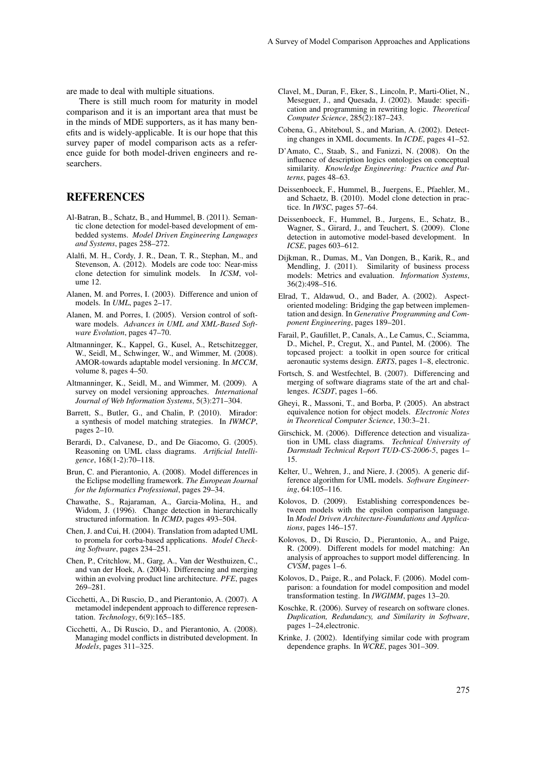are made to deal with multiple situations.

There is still much room for maturity in model comparison and it is an important area that must be in the minds of MDE supporters, as it has many benefits and is widely-applicable. It is our hope that this survey paper of model comparison acts as a reference guide for both model-driven engineers and researchers.

## REFERENCES

Al-Batran, B., Schatz, B., and Hummel, B. (2011). Semantic clone detection for model-based development of embedded systems. *Model Driven Engineering Languages and Systems*, pages 258–272.

Alalfi, M. H., Cordy, J. R., Dean, T. R., Stephan, M., and Stevenson, A. (2012). Models are code too: Near-miss clone detection for simulink models. In *ICSM*, volume 12.

Alanen, M. and Porres, I. (2003). Difference and union of models. In *UML*, pages 2–17.

Alanen, M. and Porres, I. (2005). Version control of software models. *Advances in UML and XML-Based Software Evolution*, pages 47–70.

Altmanninger, K., Kappel, G., Kusel, A., Retschitzegger, W., Seidl, M., Schwinger, W., and Wimmer, M. (2008). AMOR-towards adaptable model versioning. In *MCCM*, volume 8, pages 4–50.

Altmanninger, K., Seidl, M., and Wimmer, M. (2009). A survey on model versioning approaches. *International Journal of Web Information Systems*, 5(3):271–304.

Barrett, S., Butler, G., and Chalin, P. (2010). Mirador: a synthesis of model matching strategies. In *IWMCP*, pages 2–10.

Berardi, D., Calvanese, D., and De Giacomo, G. (2005). Reasoning on UML class diagrams. *Artificial Intelligence*, 168(1-2):70–118.

Brun, C. and Pierantonio, A. (2008). Model differences in the Eclipse modelling framework. *The European Journal for the Informatics Professional*, pages 29–34.

Chawathe, S., Rajaraman, A., Garcia-Molina, H., and Widom, J. (1996). Change detection in hierarchically structured information. In *ICMD*, pages 493–504.

Chen, J. and Cui, H. (2004). Translation from adapted UML to promela for corba-based applications. *Model Checking Software*, pages 234–251.

Chen, P., Critchlow, M., Garg, A., Van der Westhuizen, C., and van der Hoek, A. (2004). Differencing and merging within an evolving product line architecture. *PFE*, pages 269–281.

Cicchetti, A., Di Ruscio, D., and Pierantonio, A. (2007). A metamodel independent approach to difference representation. *Technology*, 6(9):165–185.

Cicchetti, A., Di Ruscio, D., and Pierantonio, A. (2008). Managing model conflicts in distributed development. In *Models*, pages 311–325.

Clavel, M., Duran, F., Eker, S., Lincoln, P., Marti-Oliet, N., Meseguer, J., and Quesada, J. (2002). Maude: specification and programming in rewriting logic. *Theoretical Computer Science*, 285(2):187–243.

Cobena, G., Abiteboul, S., and Marian, A. (2002). Detecting changes in XML documents. In *ICDE*, pages 41–52.

D'Amato, C., Staab, S., and Fanizzi, N. (2008). On the influence of description logics ontologies on conceptual similarity. *Knowledge Engineering: Practice and Patterns*, pages 48–63.

Deissenboeck, F., Hummel, B., Juergens, E., Pfaehler, M., and Schaetz, B. (2010). Model clone detection in practice. In *IWSC*, pages 57–64.

Deissenboeck, F., Hummel, B., Jurgens, E., Schatz, B., Wagner, S., Girard, J., and Teuchert, S. (2009). Clone detection in automotive model-based development. In *ICSE*, pages 603–612.

Dijkman, R., Dumas, M., Van Dongen, B., Karik, R., and Mendling, J. (2011). Similarity of business process models: Metrics and evaluation. *Information Systems*, 36(2):498–516.

Elrad, T., Aldawud, O., and Bader, A. (2002). Aspect-oriented modeling: Bridging the gap between implementation and design. In *Generative Programming and Component Engineering*, pages 189–201.

Farail, P., Gaufillet, P., Canals, A., Le Camus, C., Sciamma, D., Michel, P., Cregut, X., and Pantel, M. (2006). The topcased project: a toolkit in open source for critical aeronautic systems design. *ERTS*, pages 1–8, electronic.

Fortsch, S. and Westfechtel, B. (2007). Differencing and merging of software diagrams state of the art and challenges. *ICSDT*, pages 1–66.

Gheyi, R., Massoni, T., and Borba, P. (2005). An abstract equivalence notion for object models. *Electronic Notes in Theoretical Computer Science*, 130:3–21.

Girschick, M. (2006). Difference detection and visualization in UML class diagrams. *Technical University of Darmstadt Technical Report TUD-CS-2006-5*, pages 1–15.

Kelter, U., Wehren, J., and Niere, J. (2005). A generic difference algorithm for UML models. *Software Engineering*, 64:105–116.

Kolovos, D. (2009). Establishing correspondences between models with the epsilon comparison language. In *Model Driven Architecture-Foundations and Applications*, pages 146–157.

Kolovos, D., Di Ruscio, D., Pierantonio, A., and Paige, R. (2009). Different models for model matching: An analysis of approaches to support model differencing. In *CVSM*, pages 1–6.

Kolovos, D., Paige, R., and Polack, F. (2006). Model comparison: a foundation for model composition and model transformation testing. In *IWGIMM*, pages 13–20.

Koschke, R. (2006). Survey of research on software clones. *Duplication, Redundancy, and Similarity in Software*, pages 1–24,electronic.

Krinke, J. (2002). Identifying similar code with program dependence graphs. In *WCRE*, pages 301–309.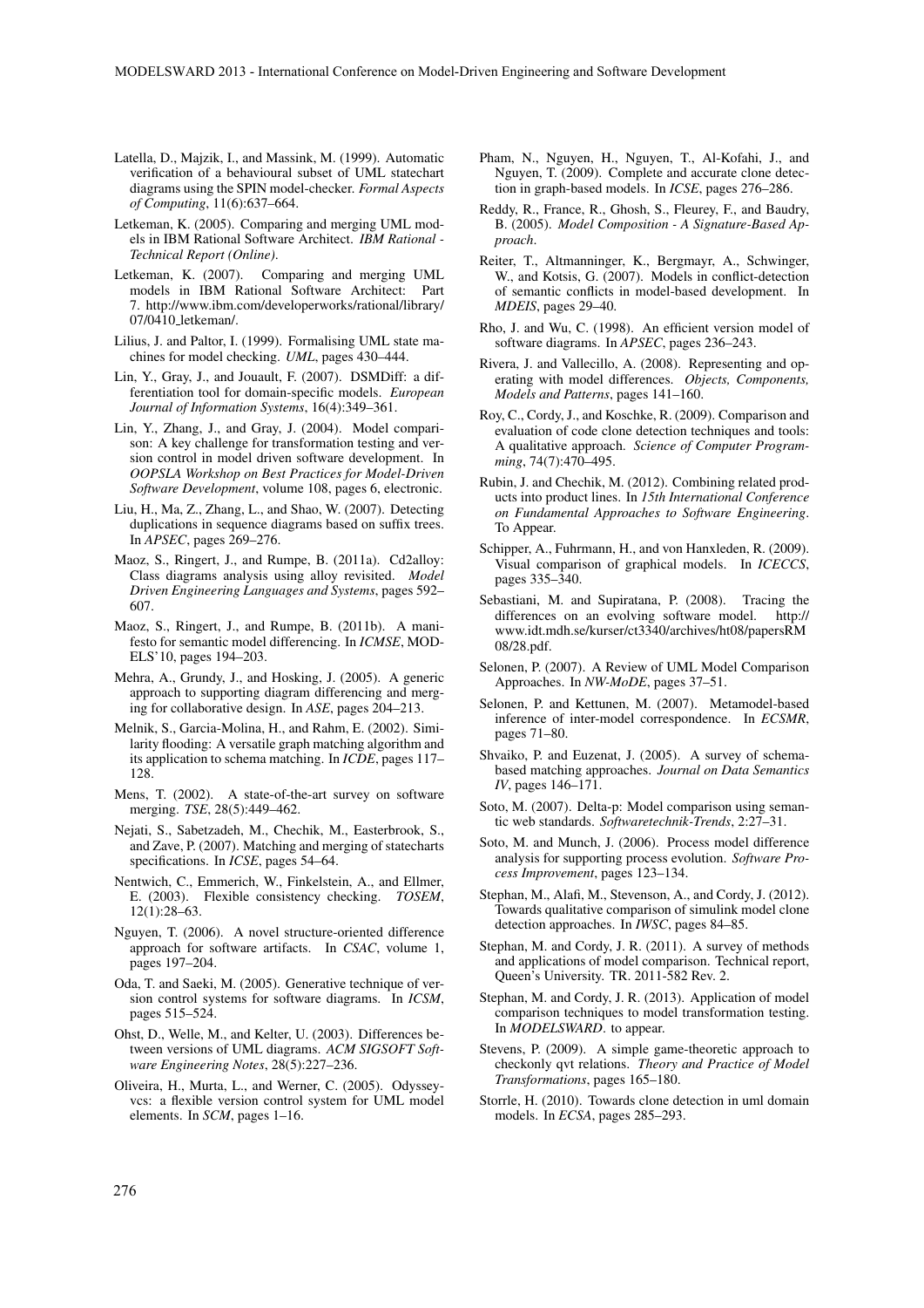Latella, D., Majzik, I., and Massink, M. (1999). Automatic verification of a behavioural subset of UML statechart diagrams using the SPIN model-checker. *Formal Aspects of Computing*, 11(6):637–664.

Letkeman, K. (2005). Comparing and merging UML models in IBM Rational Software Architect. *IBM Rational - Technical Report (Online)*.

Letkeman, K. (2007). Comparing and merging UML models in IBM Rational Software Architect: Part 7. http://www.ibm.com/developerworks/rational/library/07/0410_letkeman/.

Lilius, J. and Paltor, I. (1999). Formalising UML state machines for model checking. *UML*, pages 430–444.

Lin, Y., Gray, J., and Jouault, F. (2007). DSMDiff: a differentiation tool for domain-specific models. *European Journal of Information Systems*, 16(4):349–361.

Lin, Y., Zhang, J., and Gray, J. (2004). Model comparison: A key challenge for transformation testing and version control in model driven software development. In *OOPSLA Workshop on Best Practices for Model-Driven Software Development*, volume 108, pages 6, electronic.

Liu, H., Ma, Z., Zhang, L., and Shao, W. (2007). Detecting duplications in sequence diagrams based on suffix trees. In *APSEC*, pages 269–276.

Maoz, S., Ringert, J., and Rumpe, B. (2011a). Cd2alloy: Class diagrams analysis using alloy revisited. *Model Driven Engineering Languages and Systems*, pages 592–607.

Maoz, S., Ringert, J., and Rumpe, B. (2011b). A manifesto for semantic model differencing. In *ICMSE*, MODELS'10, pages 194–203.

Mehra, A., Grundy, J., and Hosking, J. (2005). A generic approach to supporting diagram differencing and merging for collaborative design. In *ASE*, pages 204–213.

Melnik, S., Garcia-Molina, H., and Rahm, E. (2002). Similarity flooding: A versatile graph matching algorithm and its application to schema matching. In *ICDE*, pages 117–128.

Mens, T. (2002). A state-of-the-art survey on software merging. *TSE*, 28(5):449–462.

Nejati, S., Sabetzadeh, M., Chechik, M., Easterbrook, S., and Zave, P. (2007). Matching and merging of statecharts specifications. In *ICSE*, pages 54–64.

Nentwich, C., Emmerich, W., Finkelstein, A., and Ellmer, E. (2003). Flexible consistency checking. *TOSEM*, 12(1):28–63.

Nguyen, T. (2006). A novel structure-oriented difference approach for software artifacts. In *CSAC*, volume 1, pages 197–204.

Oda, T. and Saeki, M. (2005). Generative technique of version control systems for software diagrams. In *ICSM*, pages 515–524.

Ohst, D., Welle, M., and Kelter, U. (2003). Differences between versions of UML diagrams. *ACM SIGSOFT Software Engineering Notes*, 28(5):227–236.

Oliveira, H., Murta, L., and Werner, C. (2005). Odyssey-vcs: a flexible version control system for UML model elements. In *SCM*, pages 1–16.

Pham, N., Nguyen, H., Nguyen, T., Al-Kofahi, J., and Nguyen, T. (2009). Complete and accurate clone detection in graph-based models. In *ICSE*, pages 276–286.

Reddy, R., France, R., Ghosh, S., Fleurey, F., and Baudry, B. (2005). *Model Composition - A Signature-Based Approach*.

Reiter, T., Altmanninger, K., Bergmayr, A., Schwinger, W., and Kotsis, G. (2007). Models in conflict-detection of semantic conflicts in model-based development. In *MDEIS*, pages 29–40.

Rho, J. and Wu, C. (1998). An efficient version model of software diagrams. In *APSEC*, pages 236–243.

Rivera, J. and Vallecillo, A. (2008). Representing and operating with model differences. *Objects, Components, Models and Patterns*, pages 141–160.

Roy, C., Cordy, J., and Koschke, R. (2009). Comparison and evaluation of code clone detection techniques and tools: A qualitative approach. *Science of Computer Programming*, 74(7):470–495.

Rubin, J. and Chechik, M. (2012). Combining related products into product lines. In *15th International Conference on Fundamental Approaches to Software Engineering*. To Appear.

Schipper, A., Fuhrmann, H., and von Hanxleden, R. (2009). Visual comparison of graphical models. In *ICECCS*, pages 335–340.

Sebastiani, M. and Supiratana, P. (2008). Tracing the differences on an evolving software model. http://www.idt.mdh.se/kurser/ct3340/archives/ht08/papersRM08/28.pdf.

Selonen, P. (2007). A Review of UML Model Comparison Approaches. In *NW-MoDE*, pages 37–51.

Selonen, P. and Kettunen, M. (2007). Metamodel-based inference of inter-model correspondence. In *ECSMR*, pages 71–80.

Shvaiko, P. and Euzenat, J. (2005). A survey of schema-based matching approaches. *Journal on Data Semantics IV*, pages 146–171.

Soto, M. (2007). Delta-p: Model comparison using semantic web standards. *Softwaretechnik-Trends*, 2:27–31.

Soto, M. and Munch, J. (2006). Process model difference analysis for supporting process evolution. *Software Process Improvement*, pages 123–134.

Stephan, M., Alafi, M., Stevenson, A., and Cordy, J. (2012). Towards qualitative comparison of simulink model clone detection approaches. In *IWSC*, pages 84–85.

Stephan, M. and Cordy, J. R. (2011). A survey of methods and applications of model comparison. Technical report, Queen's University. TR. 2011-582 Rev. 2.

Stephan, M. and Cordy, J. R. (2013). Application of model comparison techniques to model transformation testing. In *MODELSWARD*. to appear.

Stevens, P. (2009). A simple game-theoretic approach to checkonly qvt relations. *Theory and Practice of Model Transformations*, pages 165–180.

Storrle, H. (2010). Towards clone detection in uml domain models. In *ECSA*, pages 285–293.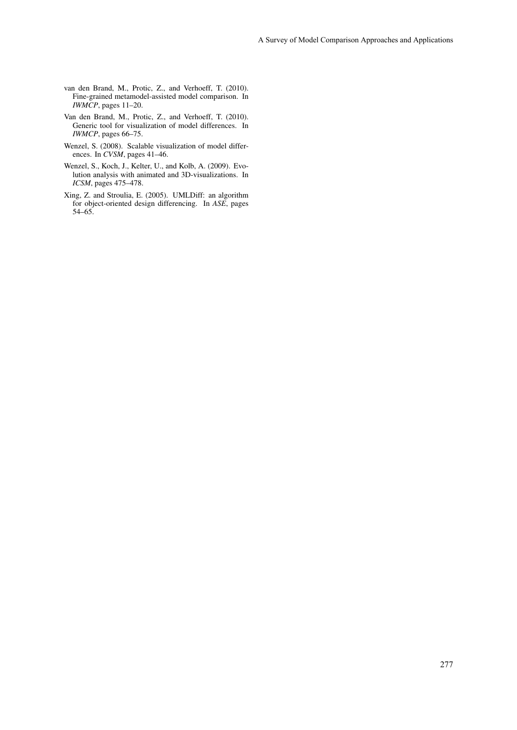van den Brand, M., Protic, Z., and Verhoeff, T. (2010). Fine-grained metamodel-assisted model comparison. In *IWMCP*, pages 11–20.

Van den Brand, M., Protic, Z., and Verhoeff, T. (2010). Generic tool for visualization of model differences. In *IWMCP*, pages 66–75.

Wenzel, S. (2008). Scalable visualization of model differences. In *CVSM*, pages 41–46.

Wenzel, S., Koch, J., Kelter, U., and Kolb, A. (2009). Evolution analysis with animated and 3D-visualizations. In *ICSM*, pages 475–478.

Xing, Z. and Stroulia, E. (2005). UMLDiff: an algorithm for object-oriented design differencing. In *ASE*, pages 54–65.